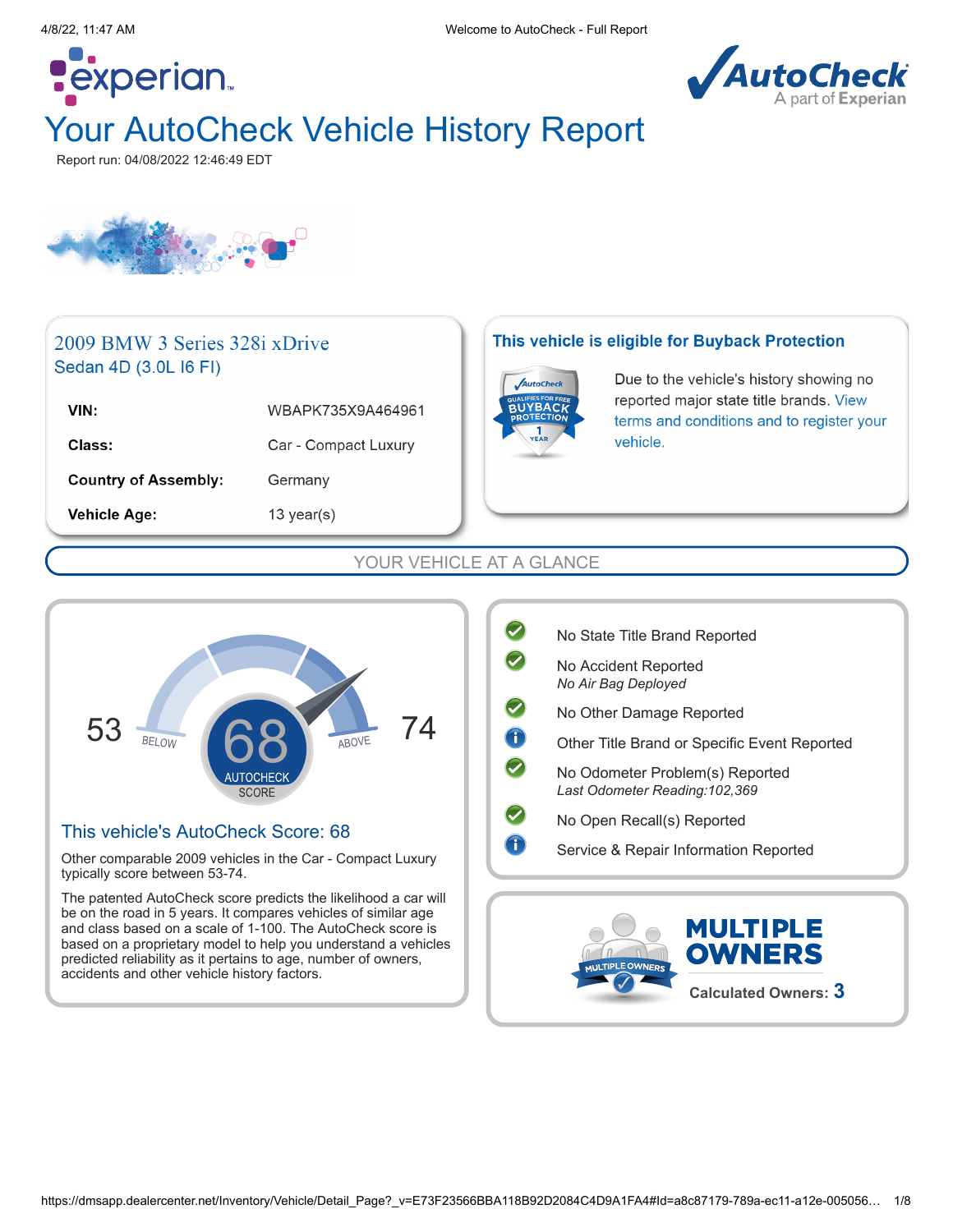# Your AutoCheck Vehicle History Report

Report run: 04/08/2022 12:46:49 EDT

## 2009 BMW 3 Series 328i xDrive
### Sedan 4D (3.0L I6 FI)

| | |
|---|---|
| **VIN:** | WBAPK735X9A464961 |
| **Class:** | Car - Compact Luxury |
| **Country of Assembly:** | Germany |
| **Vehicle Age:** | 13 year(s) |

### This vehicle is eligible for Buyback Protection

AutoCheck QUALIFIES FOR FREE BUYBACK PROTECTION 1 YEAR

Due to the vehicle's history showing no reported major state title brands. View terms and conditions and to register your vehicle.

## YOUR VEHICLE AT A GLANCE

53 BELOW — 68 AUTOCHECK SCORE — ABOVE 74

### This vehicle's AutoCheck Score: 68

Other comparable 2009 vehicles in the Car - Compact Luxury typically score between 53-74.

The patented AutoCheck score predicts the likelihood a car will be on the road in 5 years. It compares vehicles of similar age and class based on a scale of 1-100. The AutoCheck score is based on a proprietary model to help you understand a vehicles predicted reliability as it pertains to age, number of owners, accidents and other vehicle history factors.

- No State Title Brand Reported
- No Accident Reported
  *No Air Bag Deployed*
- No Other Damage Reported
- Other Title Brand or Specific Event Reported
- No Odometer Problem(s) Reported
  *Last Odometer Reading:102,369*
- No Open Recall(s) Reported
- Service & Repair Information Reported

**MULTIPLE OWNERS**

Calculated Owners: **3**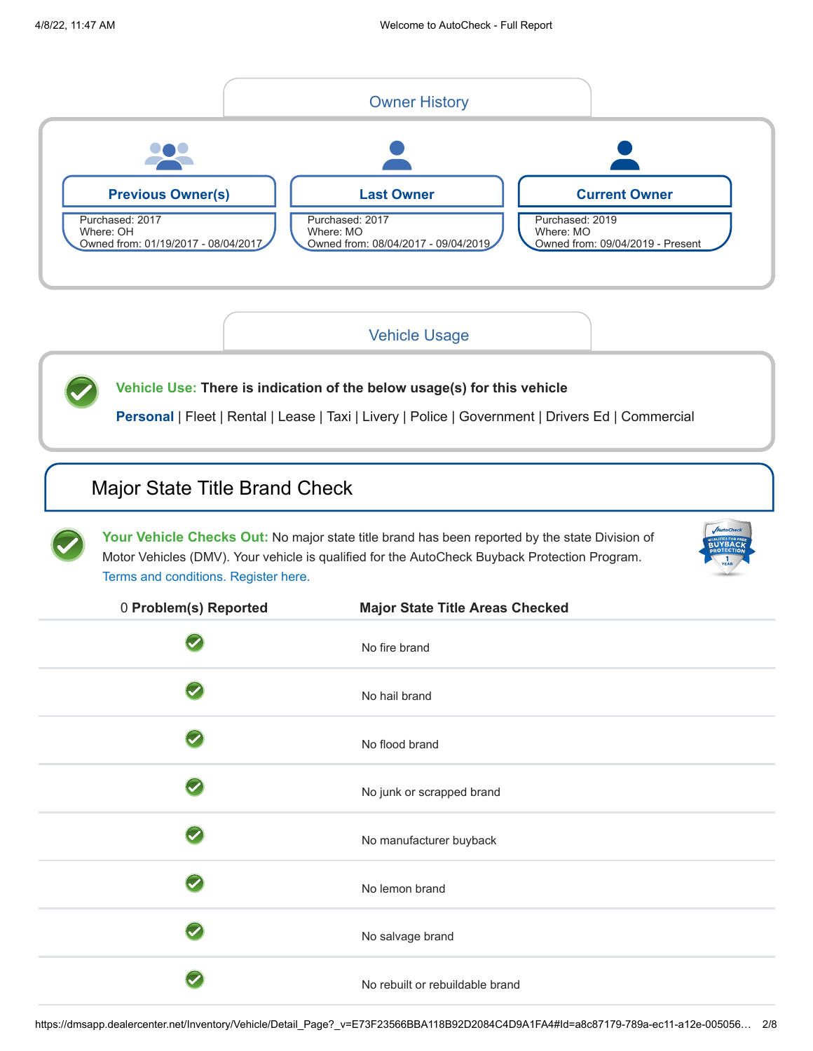## Owner History

| Previous Owner(s) | Last Owner | Current Owner |
| --- | --- | --- |
| Purchased: 2017 | Purchased: 2017 | Purchased: 2019 |
| Where: OH | Where: MO | Where: MO |
| Owned from: 01/19/2017 - 08/04/2017 | Owned from: 08/04/2017 - 09/04/2019 | Owned from: 09/04/2019 - Present |

## Vehicle Usage

**Vehicle Use: There is indication of the below usage(s) for this vehicle**

**Personal** | Fleet | Rental | Lease | Taxi | Livery | Police | Government | Drivers Ed | Commercial

## Major State Title Brand Check

**Your Vehicle Checks Out:** No major state title brand has been reported by the state Division of Motor Vehicles (DMV). Your vehicle is qualified for the AutoCheck Buyback Protection Program. Terms and conditions. Register here.

| 0 **Problem(s) Reported** | **Major State Title Areas Checked** |
| --- | --- |
| ✓ | No fire brand |
| ✓ | No hail brand |
| ✓ | No flood brand |
| ✓ | No junk or scrapped brand |
| ✓ | No manufacturer buyback |
| ✓ | No lemon brand |
| ✓ | No salvage brand |
| ✓ | No rebuilt or rebuildable brand |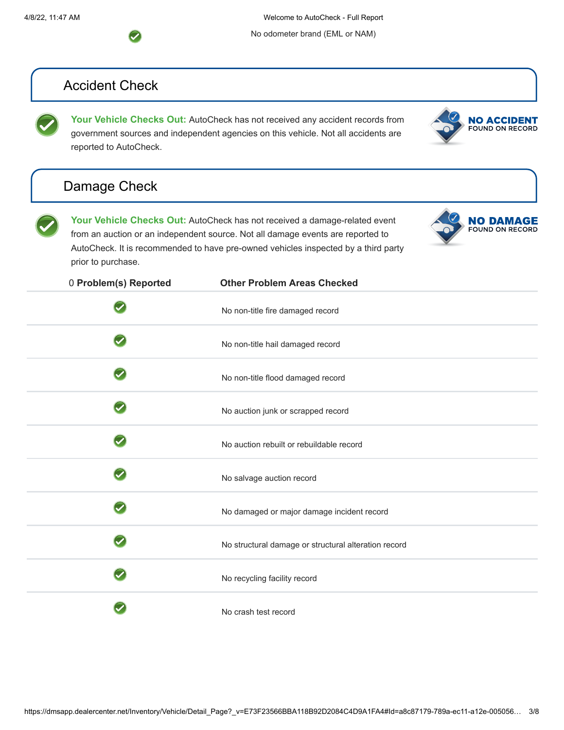No odometer brand (EML or NAM)

## Accident Check

**Your Vehicle Checks Out:** AutoCheck has not received any accident records from government sources and independent agencies on this vehicle. Not all accidents are reported to AutoCheck.

**NO ACCIDENT** FOUND ON RECORD

## Damage Check

**Your Vehicle Checks Out:** AutoCheck has not received a damage-related event from an auction or an independent source. Not all damage events are reported to AutoCheck. It is recommended to have pre-owned vehicles inspected by a third party prior to purchase.

**NO DAMAGE** FOUND ON RECORD

| 0 **Problem(s) Reported** | **Other Problem Areas Checked** |
|---|---|
| ✓ | No non-title fire damaged record |
| ✓ | No non-title hail damaged record |
| ✓ | No non-title flood damaged record |
| ✓ | No auction junk or scrapped record |
| ✓ | No auction rebuilt or rebuildable record |
| ✓ | No salvage auction record |
| ✓ | No damaged or major damage incident record |
| ✓ | No structural damage or structural alteration record |
| ✓ | No recycling facility record |
| ✓ | No crash test record |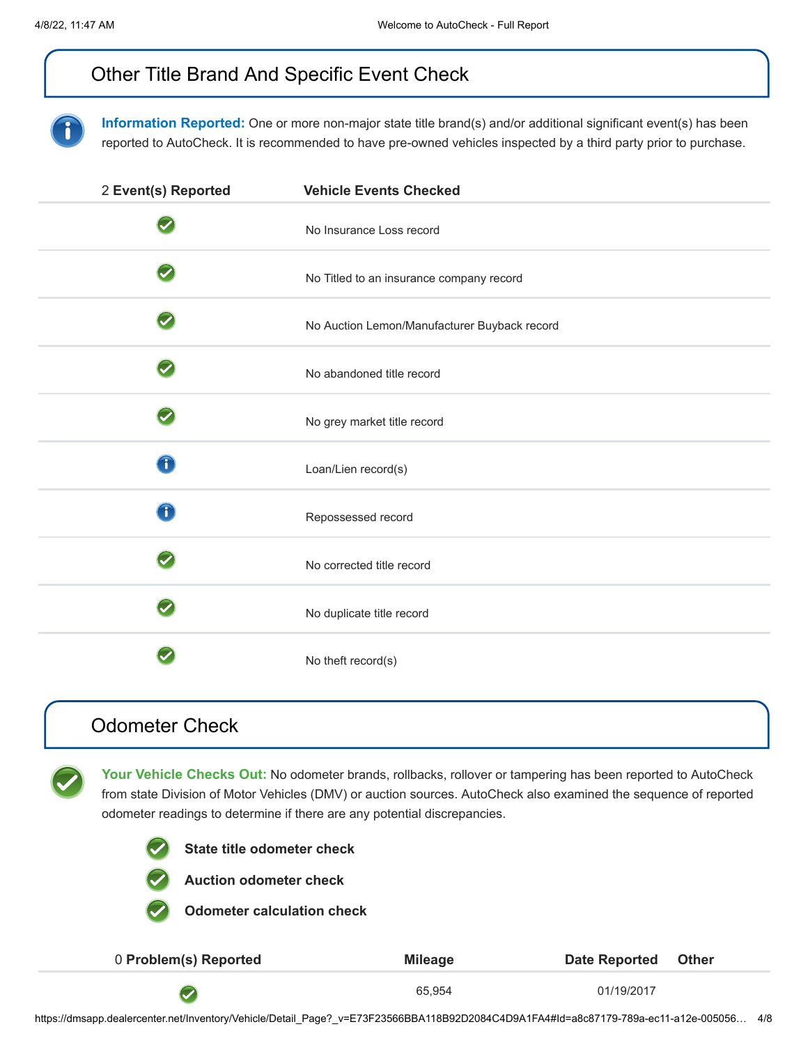## Other Title Brand And Specific Event Check

**Information Reported:** One or more non-major state title brand(s) and/or additional significant event(s) has been reported to AutoCheck. It is recommended to have pre-owned vehicles inspected by a third party prior to purchase.

| 2 Event(s) Reported | Vehicle Events Checked |
|---|---|
| ✓ | No Insurance Loss record |
| ✓ | No Titled to an insurance company record |
| ✓ | No Auction Lemon/Manufacturer Buyback record |
| ✓ | No abandoned title record |
| ✓ | No grey market title record |
| i | Loan/Lien record(s) |
| i | Repossessed record |
| ✓ | No corrected title record |
| ✓ | No duplicate title record |
| ✓ | No theft record(s) |

## Odometer Check

**Your Vehicle Checks Out:** No odometer brands, rollbacks, rollover or tampering has been reported to AutoCheck from state Division of Motor Vehicles (DMV) or auction sources. AutoCheck also examined the sequence of reported odometer readings to determine if there are any potential discrepancies.

- **State title odometer check**
- **Auction odometer check**
- **Odometer calculation check**

| 0 Problem(s) Reported | Mileage | Date Reported | Other |
|---|---|---|---|
| ✓ | 65,954 | 01/19/2017 | |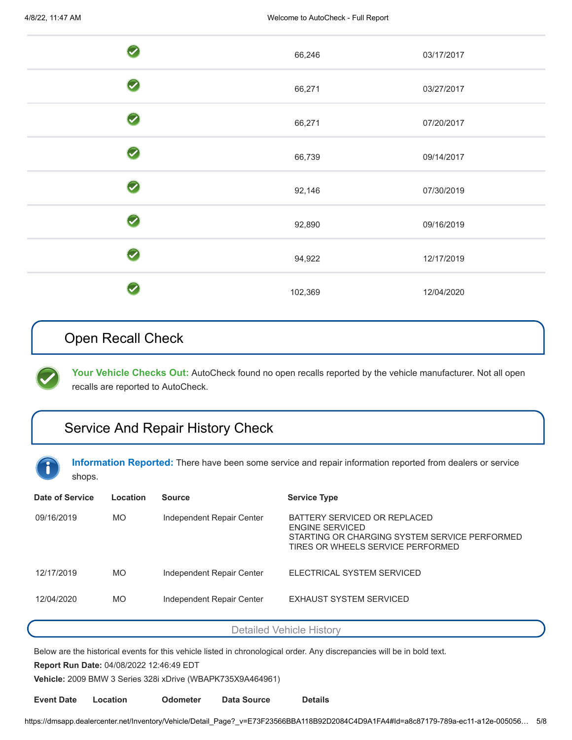| | | |
|---|---|---|
| ✓ | 66,246 | 03/17/2017 |
| ✓ | 66,271 | 03/27/2017 |
| ✓ | 66,271 | 07/20/2017 |
| ✓ | 66,739 | 09/14/2017 |
| ✓ | 92,146 | 07/30/2019 |
| ✓ | 92,890 | 09/16/2019 |
| ✓ | 94,922 | 12/17/2019 |
| ✓ | 102,369 | 12/04/2020 |

## Open Recall Check

**Your Vehicle Checks Out:** AutoCheck found no open recalls reported by the vehicle manufacturer. Not all open recalls are reported to AutoCheck.

## Service And Repair History Check

**Information Reported:** There have been some service and repair information reported from dealers or service shops.

| Date of Service | Location | Source | Service Type |
|---|---|---|---|
| 09/16/2019 | MO | Independent Repair Center | BATTERY SERVICED OR REPLACED<br>ENGINE SERVICED<br>STARTING OR CHARGING SYSTEM SERVICE PERFORMED<br>TIRES OR WHEELS SERVICE PERFORMED |
| 12/17/2019 | MO | Independent Repair Center | ELECTRICAL SYSTEM SERVICED |
| 12/04/2020 | MO | Independent Repair Center | EXHAUST SYSTEM SERVICED |

## Detailed Vehicle History

Below are the historical events for this vehicle listed in chronological order. Any discrepancies will be in bold text.

**Report Run Date:** 04/08/2022 12:46:49 EDT

**Vehicle:** 2009 BMW 3 Series 328i xDrive (WBAPK735X9A464961)

| Event Date | Location | Odometer | Data Source | Details |
|---|---|---|---|---|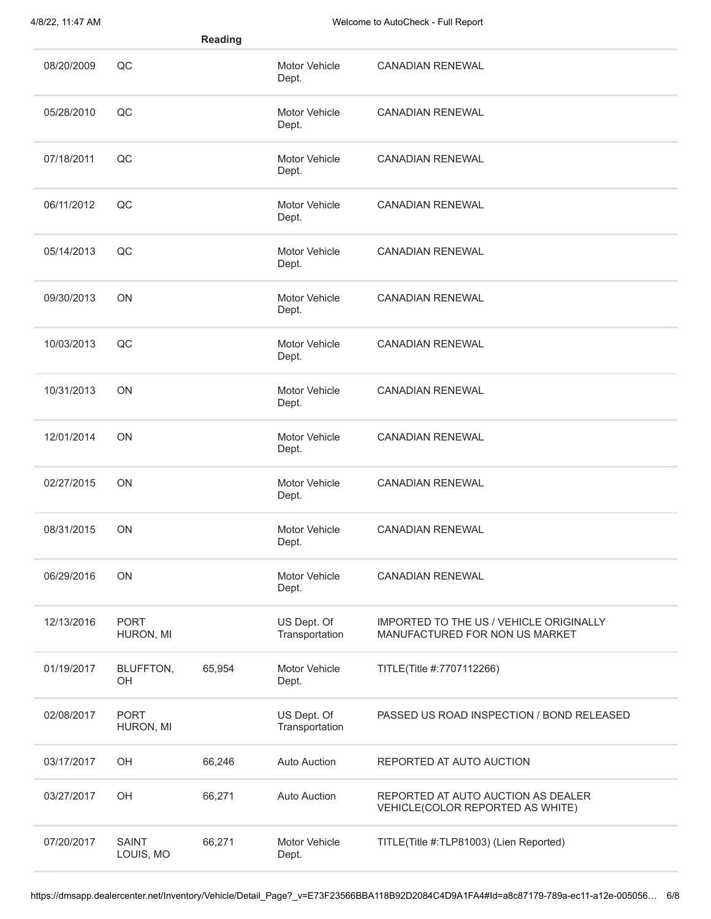| | | Reading | | |
|---|---|---|---|---|
| 08/20/2009 | QC | | Motor Vehicle Dept. | CANADIAN RENEWAL |
| 05/28/2010 | QC | | Motor Vehicle Dept. | CANADIAN RENEWAL |
| 07/18/2011 | QC | | Motor Vehicle Dept. | CANADIAN RENEWAL |
| 06/11/2012 | QC | | Motor Vehicle Dept. | CANADIAN RENEWAL |
| 05/14/2013 | QC | | Motor Vehicle Dept. | CANADIAN RENEWAL |
| 09/30/2013 | ON | | Motor Vehicle Dept. | CANADIAN RENEWAL |
| 10/03/2013 | QC | | Motor Vehicle Dept. | CANADIAN RENEWAL |
| 10/31/2013 | ON | | Motor Vehicle Dept. | CANADIAN RENEWAL |
| 12/01/2014 | ON | | Motor Vehicle Dept. | CANADIAN RENEWAL |
| 02/27/2015 | ON | | Motor Vehicle Dept. | CANADIAN RENEWAL |
| 08/31/2015 | ON | | Motor Vehicle Dept. | CANADIAN RENEWAL |
| 06/29/2016 | ON | | Motor Vehicle Dept. | CANADIAN RENEWAL |
| 12/13/2016 | PORT HURON, MI | | US Dept. Of Transportation | IMPORTED TO THE US / VEHICLE ORIGINALLY MANUFACTURED FOR NON US MARKET |
| 01/19/2017 | BLUFFTON, OH | 65,954 | Motor Vehicle Dept. | TITLE(Title #:7707112266) |
| 02/08/2017 | PORT HURON, MI | | US Dept. Of Transportation | PASSED US ROAD INSPECTION / BOND RELEASED |
| 03/17/2017 | OH | 66,246 | Auto Auction | REPORTED AT AUTO AUCTION |
| 03/27/2017 | OH | 66,271 | Auto Auction | REPORTED AT AUTO AUCTION AS DEALER VEHICLE(COLOR REPORTED AS WHITE) |
| 07/20/2017 | SAINT LOUIS, MO | 66,271 | Motor Vehicle Dept. | TITLE(Title #:TLP81003) (Lien Reported) |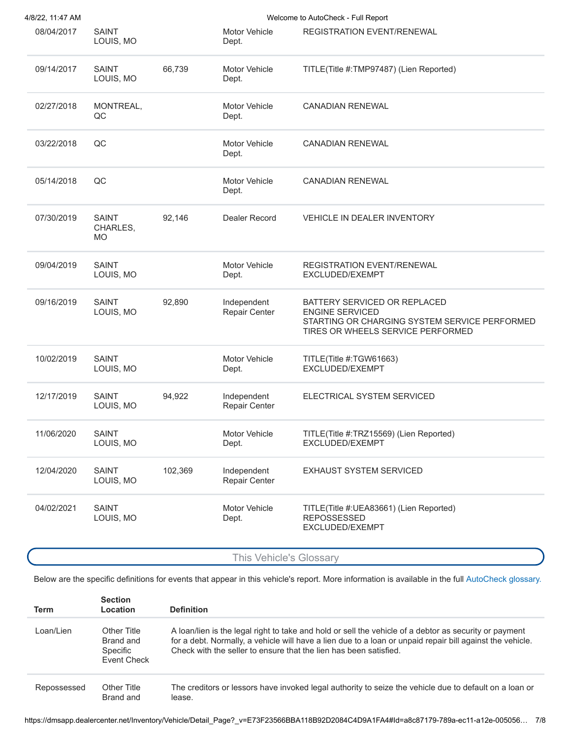| | | | | |
|---|---|---|---|---|
| 08/04/2017 | SAINT LOUIS, MO | | Motor Vehicle Dept. | REGISTRATION EVENT/RENEWAL |
| 09/14/2017 | SAINT LOUIS, MO | 66,739 | Motor Vehicle Dept. | TITLE(Title #:TMP97487) (Lien Reported) |
| 02/27/2018 | MONTREAL, QC | | Motor Vehicle Dept. | CANADIAN RENEWAL |
| 03/22/2018 | QC | | Motor Vehicle Dept. | CANADIAN RENEWAL |
| 05/14/2018 | QC | | Motor Vehicle Dept. | CANADIAN RENEWAL |
| 07/30/2019 | SAINT CHARLES, MO | 92,146 | Dealer Record | VEHICLE IN DEALER INVENTORY |
| 09/04/2019 | SAINT LOUIS, MO | | Motor Vehicle Dept. | REGISTRATION EVENT/RENEWAL<br>EXCLUDED/EXEMPT |
| 09/16/2019 | SAINT LOUIS, MO | 92,890 | Independent Repair Center | BATTERY SERVICED OR REPLACED<br>ENGINE SERVICED<br>STARTING OR CHARGING SYSTEM SERVICE PERFORMED<br>TIRES OR WHEELS SERVICE PERFORMED |
| 10/02/2019 | SAINT LOUIS, MO | | Motor Vehicle Dept. | TITLE(Title #:TGW61663)<br>EXCLUDED/EXEMPT |
| 12/17/2019 | SAINT LOUIS, MO | 94,922 | Independent Repair Center | ELECTRICAL SYSTEM SERVICED |
| 11/06/2020 | SAINT LOUIS, MO | | Motor Vehicle Dept. | TITLE(Title #:TRZ15569) (Lien Reported)<br>EXCLUDED/EXEMPT |
| 12/04/2020 | SAINT LOUIS, MO | 102,369 | Independent Repair Center | EXHAUST SYSTEM SERVICED |
| 04/02/2021 | SAINT LOUIS, MO | | Motor Vehicle Dept. | TITLE(Title #:UEA83661) (Lien Reported)<br>REPOSSESSED<br>EXCLUDED/EXEMPT |

## This Vehicle's Glossary

Below are the specific definitions for events that appear in this vehicle's report. More information is available in the full AutoCheck glossary.

| Term | Section Location | Definition |
|---|---|---|
| Loan/Lien | Other Title Brand and Specific Event Check | A loan/lien is the legal right to take and hold or sell the vehicle of a debtor as security or payment for a debt. Normally, a vehicle will have a lien due to a loan or unpaid repair bill against the vehicle. Check with the seller to ensure that the lien has been satisfied. |
| Repossessed | Other Title Brand and | The creditors or lessors have invoked legal authority to seize the vehicle due to default on a loan or lease. |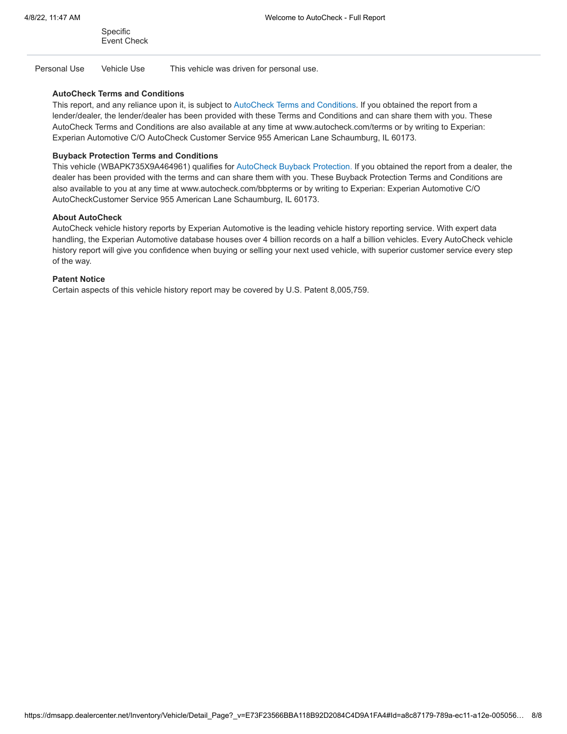| | | |
|---|---|---|
| | Specific Event Check | |
| Personal Use | Vehicle Use | This vehicle was driven for personal use. |

**AutoCheck Terms and Conditions**
This report, and any reliance upon it, is subject to AutoCheck Terms and Conditions. If you obtained the report from a lender/dealer, the lender/dealer has been provided with these Terms and Conditions and can share them with you. These AutoCheck Terms and Conditions are also available at any time at www.autocheck.com/terms or by writing to Experian: Experian Automotive C/O AutoCheck Customer Service 955 American Lane Schaumburg, IL 60173.

**Buyback Protection Terms and Conditions**
This vehicle (WBAPK735X9A464961) qualifies for AutoCheck Buyback Protection. If you obtained the report from a dealer, the dealer has been provided with the terms and can share them with you. These Buyback Protection Terms and Conditions are also available to you at any time at www.autocheck.com/bbpterms or by writing to Experian: Experian Automotive C/O AutoCheckCustomer Service 955 American Lane Schaumburg, IL 60173.

**About AutoCheck**
AutoCheck vehicle history reports by Experian Automotive is the leading vehicle history reporting service. With expert data handling, the Experian Automotive database houses over 4 billion records on a half a billion vehicles. Every AutoCheck vehicle history report will give you confidence when buying or selling your next used vehicle, with superior customer service every step of the way.

**Patent Notice**
Certain aspects of this vehicle history report may be covered by U.S. Patent 8,005,759.